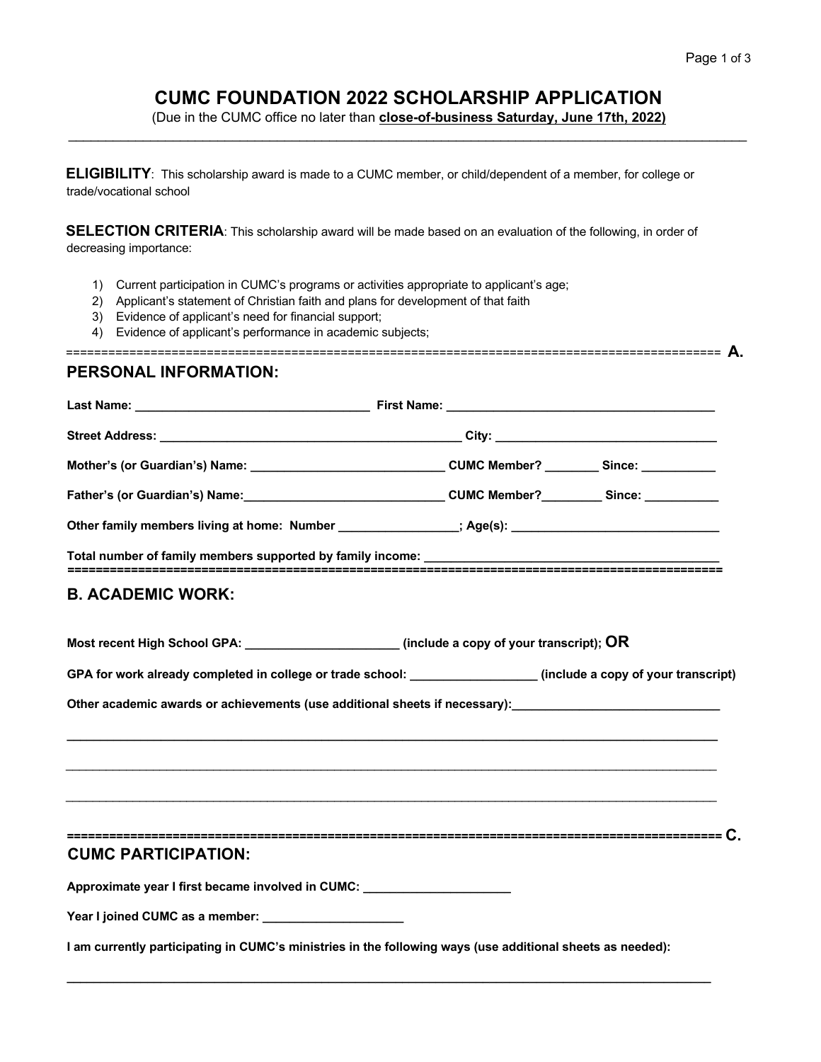# CUMC FOUNDATION 2022 SCHOLARSHIP APPLICATION

(Due in the CUMC office no later than **close-of-business Saturday, June 17th, 2022)**

---

**ELIGIBILITY**: This scholarship award is made to a CUMC member, or child/dependent of a member, for college or trade/vocational school

**SELECTION CRITERIA**: This scholarship award will be made based on an evaluation of the following, in order of decreasing importance:

1) Current participation in CUMC's programs or activities appropriate to applicant's age;
2) Applicant's statement of Christian faith and plans for development of that faith
3) Evidence of applicant's need for financial support;
4) Evidence of applicant's performance in academic subjects;

==================================================================================== **A.**

## PERSONAL INFORMATION:

**Last Name:** ______________________ **First Name:** ______________________

**Street Address:** ______________________ **City:** ______________________

**Mother's (or Guardian's) Name:** ______________________ **CUMC Member?** ________ **Since:** ___________

**Father's (or Guardian's) Name:** ______________________ **CUMC Member?** ________ **Since:** ___________

**Other family members living at home: Number** _________________; **Age(s):** ______________________

**Total number of family members supported by family income:** ______________________

====================================================================================

## B. ACADEMIC WORK:

**Most recent High School GPA:** ______________________ **(include a copy of your transcript); OR**

**GPA for work already completed in college or trade school:** __________________ **(include a copy of your transcript)**

**Other academic awards or achievements (use additional sheets if necessary):** ______________________

______________________________________________________________________________

______________________________________________________________________________

______________________________________________________________________________

==================================================================================== **C.**

## CUMC PARTICIPATION:

**Approximate year I first became involved in CUMC:** _____________________

**Year I joined CUMC as a member:** ____________________

**I am currently participating in CUMC's ministries in the following ways (use additional sheets as needed):**

______________________________________________________________________________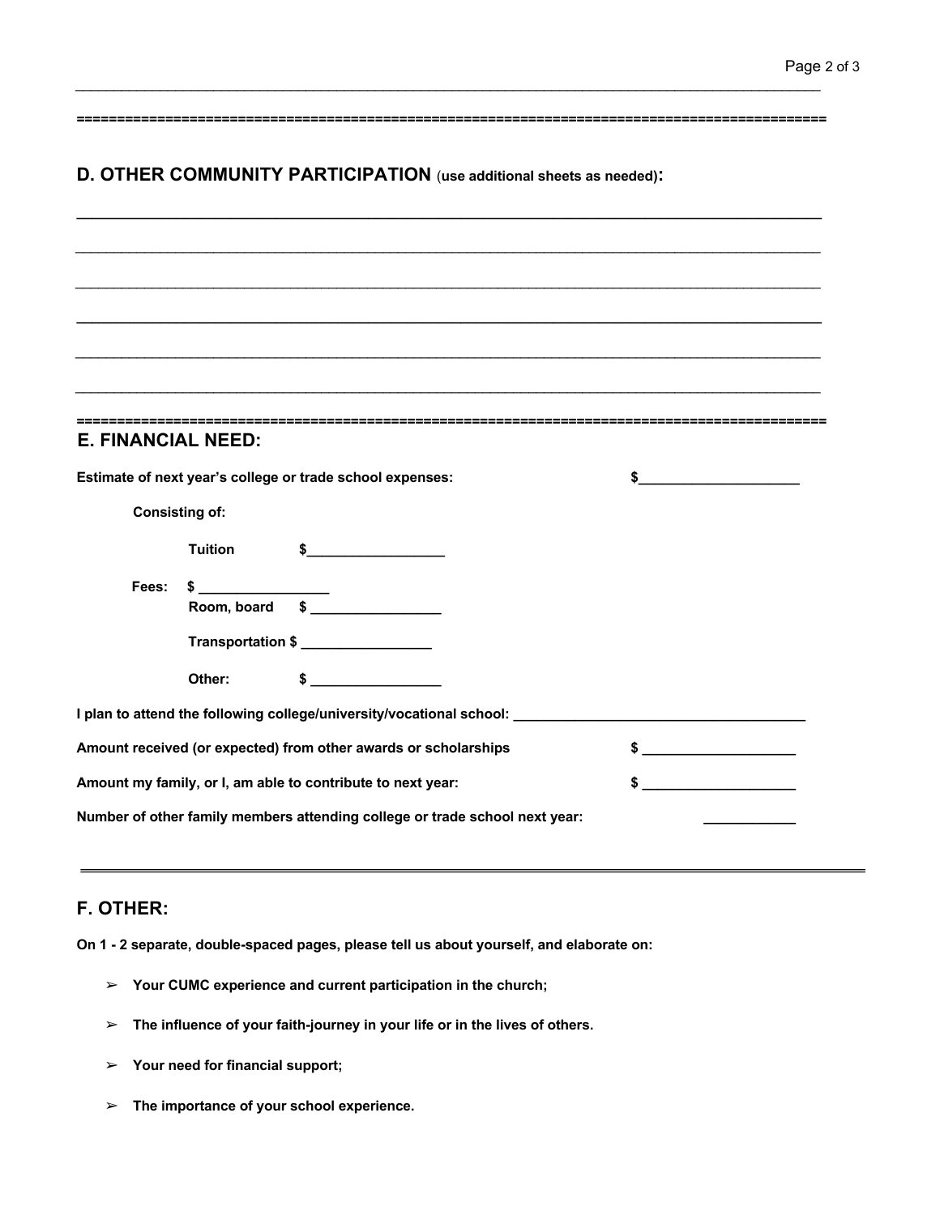## D. OTHER COMMUNITY PARTICIPATION (use additional sheets as needed):

______________________________________________________________________________

______________________________________________________________________________

______________________________________________________________________________

______________________________________________________________________________

______________________________________________________________________________

______________________________________________________________________________

## E. FINANCIAL NEED:

**Estimate of next year's college or trade school expenses:** $____________________

**Consisting of:**

**Tuition** $_________________

**Fees:** $ ________________

**Room, board** $ ________________

**Transportation** $ ________________

**Other:** $ ________________

**I plan to attend the following college/university/vocational school:** ____________________________________

**Amount received (or expected) from other awards or scholarships** $ ___________________

**Amount my family, or I, am able to contribute to next year:** $ ___________________

**Number of other family members attending college or trade school next year:** ___________

## F. OTHER:

**On 1 - 2 separate, double-spaced pages, please tell us about yourself, and elaborate on:**

- **Your CUMC experience and current participation in the church;**
- **The influence of your faith-journey in your life or in the lives of others.**
- **Your need for financial support;**
- **The importance of your school experience.**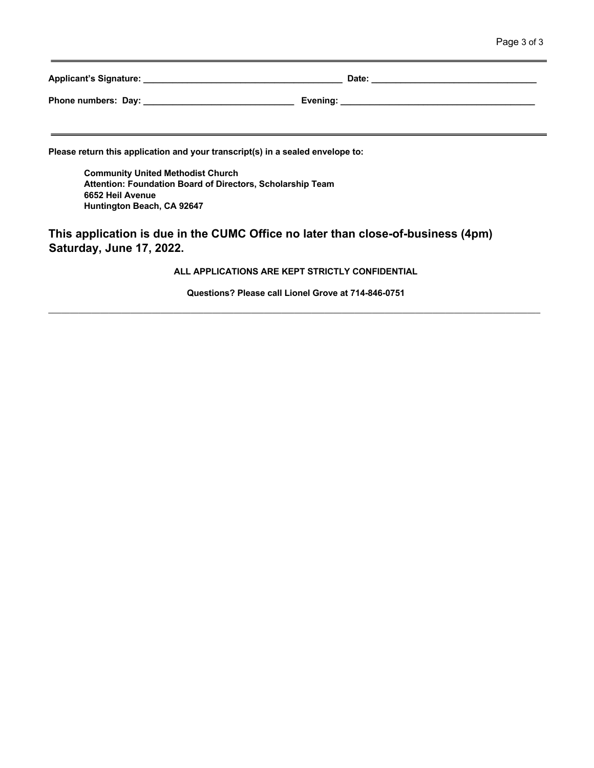---

**Applicant's Signature:** ________________________________________ **Date:** __________________________________

**Phone numbers: Day:** ______________________________ **Evening:** ________________________________________

---

**Please return this application and your transcript(s) in a sealed envelope to:**

> **Community United Methodist Church**
> **Attention: Foundation Board of Directors, Scholarship Team**
> **6652 Heil Avenue**
> **Huntington Beach, CA 92647**

## This application is due in the CUMC Office no later than close-of-business (4pm) Saturday, June 17, 2022.

**ALL APPLICATIONS ARE KEPT STRICTLY CONFIDENTIAL**

**Questions? Please call Lionel Grove at 714-846-0751**

---